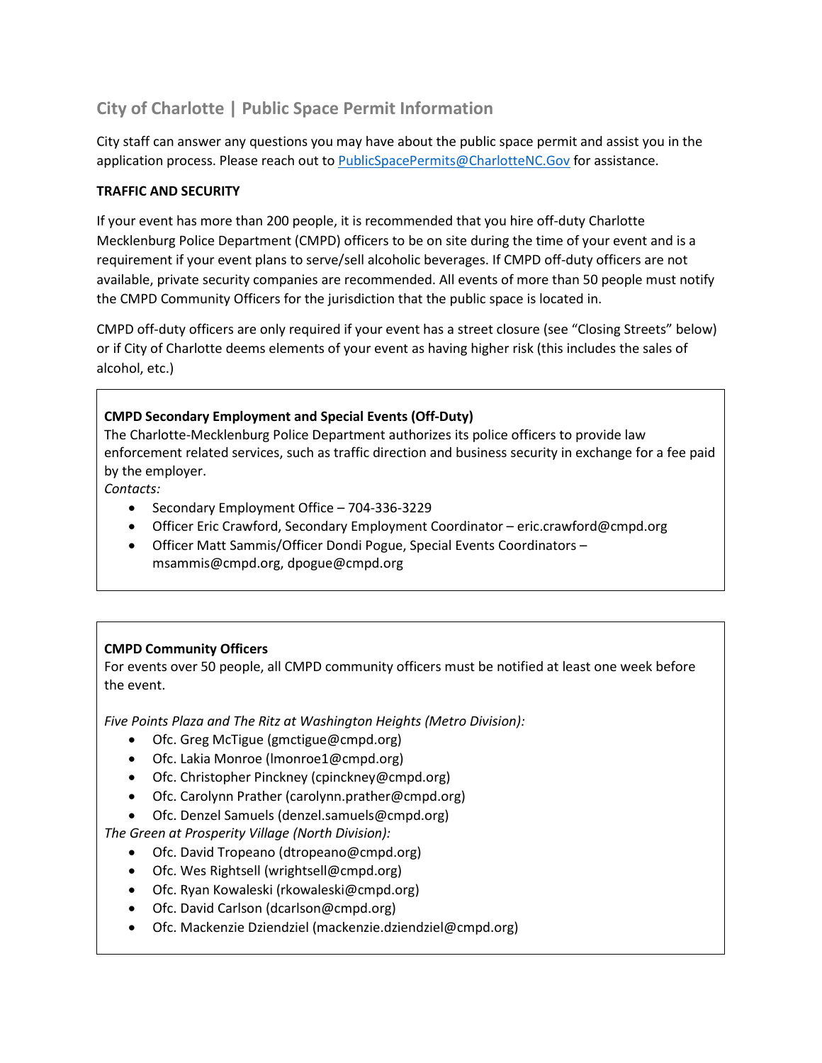# City of Charlotte | Public Space Permit Information

City staff can answer any questions you may have about the public space permit and assist you in the application process. Please reach out to [PublicSpacePermits@CharlotteNC.Gov](mailto:PublicSpacePermits@CharlotteNC.Gov) for assistance.

**TRAFFIC AND SECURITY**

If your event has more than 200 people, it is recommended that you hire off-duty Charlotte Mecklenburg Police Department (CMPD) officers to be on site during the time of your event and is a requirement if your event plans to serve/sell alcoholic beverages. If CMPD off-duty officers are not available, private security companies are recommended. All events of more than 50 people must notify the CMPD Community Officers for the jurisdiction that the public space is located in.

CMPD off-duty officers are only required if your event has a street closure (see "Closing Streets" below) or if City of Charlotte deems elements of your event as having higher risk (this includes the sales of alcohol, etc.)

**CMPD Secondary Employment and Special Events (Off-Duty)**
The Charlotte-Mecklenburg Police Department authorizes its police officers to provide law enforcement related services, such as traffic direction and business security in exchange for a fee paid by the employer.
*Contacts:*

- Secondary Employment Office – 704-336-3229
- Officer Eric Crawford, Secondary Employment Coordinator – eric.crawford@cmpd.org
- Officer Matt Sammis/Officer Dondi Pogue, Special Events Coordinators – msammis@cmpd.org, dpogue@cmpd.org

**CMPD Community Officers**
For events over 50 people, all CMPD community officers must be notified at least one week before the event.

*Five Points Plaza and The Ritz at Washington Heights (Metro Division):*

- Ofc. Greg McTigue (gmctigue@cmpd.org)
- Ofc. Lakia Monroe (lmonroe1@cmpd.org)
- Ofc. Christopher Pinckney (cpinckney@cmpd.org)
- Ofc. Carolynn Prather (carolynn.prather@cmpd.org)
- Ofc. Denzel Samuels (denzel.samuels@cmpd.org)

*The Green at Prosperity Village (North Division):*

- Ofc. David Tropeano (dtropeano@cmpd.org)
- Ofc. Wes Rightsell (wrightsell@cmpd.org)
- Ofc. Ryan Kowaleski (rkowaleski@cmpd.org)
- Ofc. David Carlson (dcarlson@cmpd.org)
- Ofc. Mackenzie Dziendziel (mackenzie.dziendziel@cmpd.org)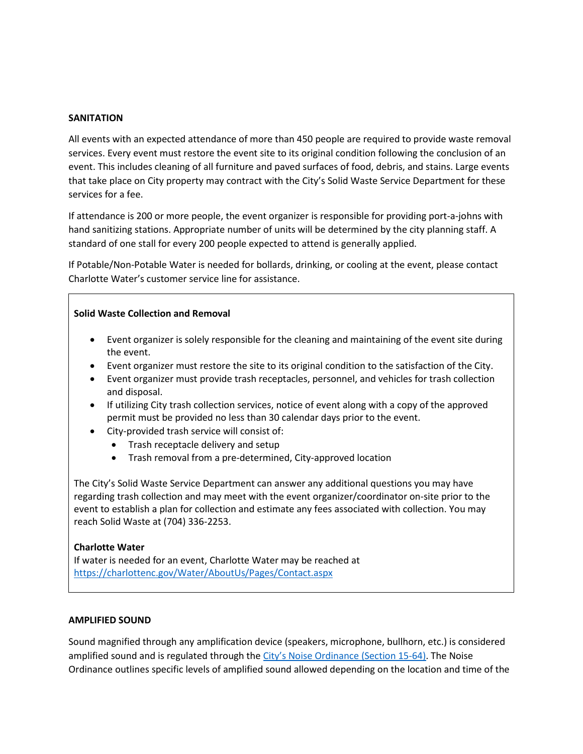## SANITATION

All events with an expected attendance of more than 450 people are required to provide waste removal services. Every event must restore the event site to its original condition following the conclusion of an event. This includes cleaning of all furniture and paved surfaces of food, debris, and stains. Large events that take place on City property may contract with the City's Solid Waste Service Department for these services for a fee.

If attendance is 200 or more people, the event organizer is responsible for providing port-a-johns with hand sanitizing stations. Appropriate number of units will be determined by the city planning staff. A standard of one stall for every 200 people expected to attend is generally applied.

If Potable/Non-Potable Water is needed for bollards, drinking, or cooling at the event, please contact Charlotte Water's customer service line for assistance.

**Solid Waste Collection and Removal**

- Event organizer is solely responsible for the cleaning and maintaining of the event site during the event.
- Event organizer must restore the site to its original condition to the satisfaction of the City.
- Event organizer must provide trash receptacles, personnel, and vehicles for trash collection and disposal.
- If utilizing City trash collection services, notice of event along with a copy of the approved permit must be provided no less than 30 calendar days prior to the event.
- City-provided trash service will consist of:
  - Trash receptacle delivery and setup
  - Trash removal from a pre-determined, City-approved location

The City's Solid Waste Service Department can answer any additional questions you may have regarding trash collection and may meet with the event organizer/coordinator on-site prior to the event to establish a plan for collection and estimate any fees associated with collection. You may reach Solid Waste at (704) 336-2253.

**Charlotte Water**
If water is needed for an event, Charlotte Water may be reached at https://charlottenc.gov/Water/AboutUs/Pages/Contact.aspx

## AMPLIFIED SOUND

Sound magnified through any amplification device (speakers, microphone, bullhorn, etc.) is considered amplified sound and is regulated through the City's Noise Ordinance (Section 15-64). The Noise Ordinance outlines specific levels of amplified sound allowed depending on the location and time of the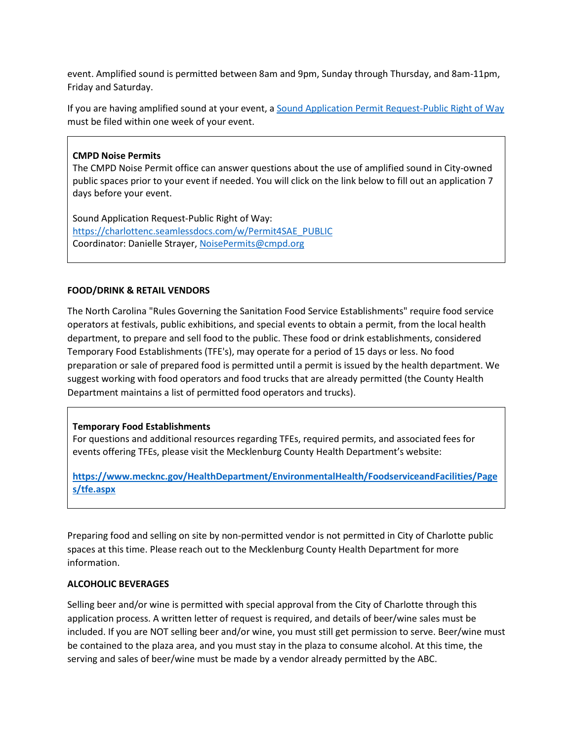event. Amplified sound is permitted between 8am and 9pm, Sunday through Thursday, and 8am-11pm, Friday and Saturday.

If you are having amplified sound at your event, a [Sound Application Permit Request-Public Right of Way](https://charlottenc.seamlessdocs.com/w/Permit4SAE_PUBLIC) must be filed within one week of your event.

> **CMPD Noise Permits**
> The CMPD Noise Permit office can answer questions about the use of amplified sound in City-owned public spaces prior to your event if needed. You will click on the link below to fill out an application 7 days before your event.
>
> Sound Application Request-Public Right of Way:
> https://charlottenc.seamlessdocs.com/w/Permit4SAE_PUBLIC
> Coordinator: Danielle Strayer, NoisePermits@cmpd.org

**FOOD/DRINK & RETAIL VENDORS**

The North Carolina "Rules Governing the Sanitation Food Service Establishments" require food service operators at festivals, public exhibitions, and special events to obtain a permit, from the local health department, to prepare and sell food to the public. These food or drink establishments, considered Temporary Food Establishments (TFE's), may operate for a period of 15 days or less. No food preparation or sale of prepared food is permitted until a permit is issued by the health department. We suggest working with food operators and food trucks that are already permitted (the County Health Department maintains a list of permitted food operators and trucks).

> **Temporary Food Establishments**
> For questions and additional resources regarding TFEs, required permits, and associated fees for events offering TFEs, please visit the Mecklenburg County Health Department's website:
>
> **https://www.mecknc.gov/HealthDepartment/EnvironmentalHealth/FoodserviceandFacilities/Pages/tfe.aspx**

Preparing food and selling on site by non-permitted vendor is not permitted in City of Charlotte public spaces at this time. Please reach out to the Mecklenburg County Health Department for more information.

**ALCOHOLIC BEVERAGES**

Selling beer and/or wine is permitted with special approval from the City of Charlotte through this application process. A written letter of request is required, and details of beer/wine sales must be included. If you are NOT selling beer and/or wine, you must still get permission to serve. Beer/wine must be contained to the plaza area, and you must stay in the plaza to consume alcohol. At this time, the serving and sales of beer/wine must be made by a vendor already permitted by the ABC.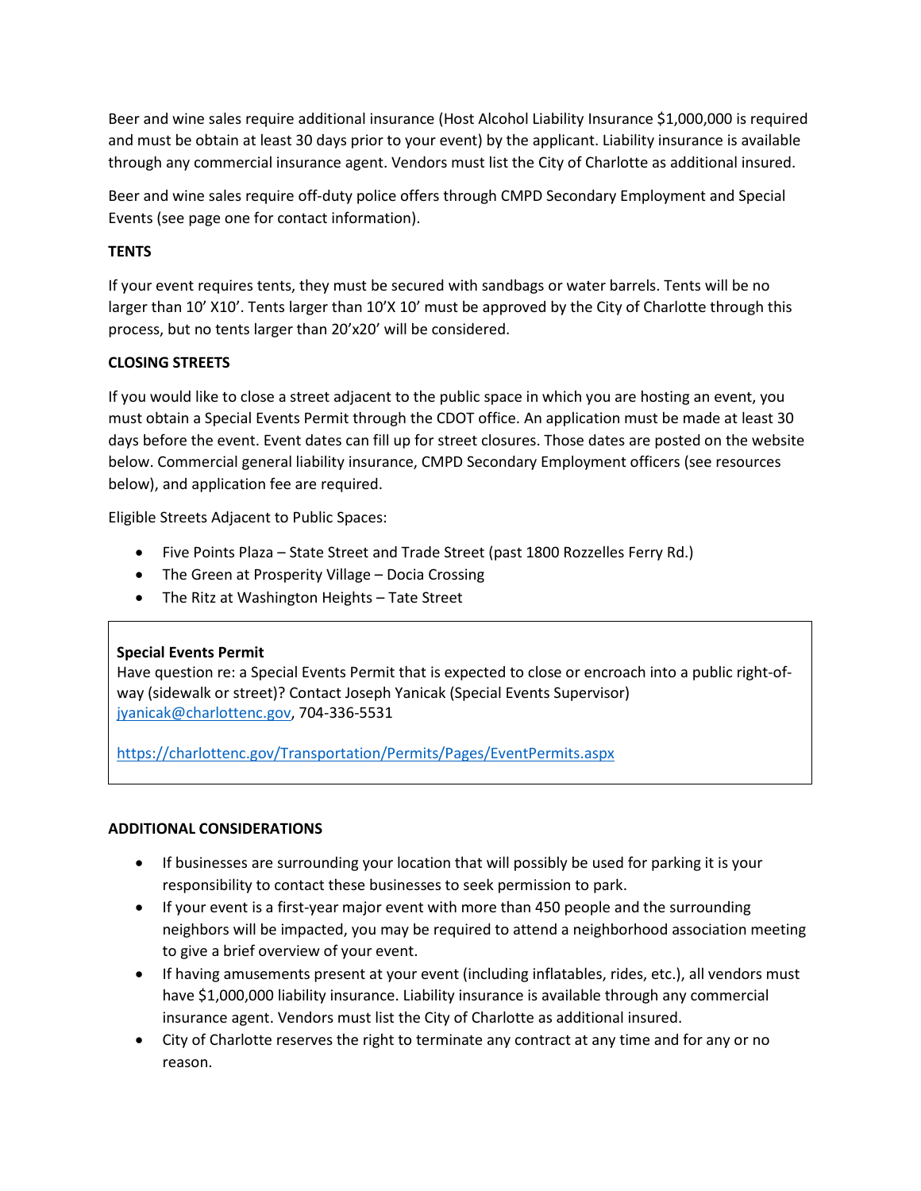Beer and wine sales require additional insurance (Host Alcohol Liability Insurance $1,000,000 is required and must be obtain at least 30 days prior to your event) by the applicant. Liability insurance is available through any commercial insurance agent. Vendors must list the City of Charlotte as additional insured.

Beer and wine sales require off-duty police offers through CMPD Secondary Employment and Special Events (see page one for contact information).

**TENTS**

If your event requires tents, they must be secured with sandbags or water barrels. Tents will be no larger than 10' X10'. Tents larger than 10'X 10' must be approved by the City of Charlotte through this process, but no tents larger than 20'x20' will be considered.

**CLOSING STREETS**

If you would like to close a street adjacent to the public space in which you are hosting an event, you must obtain a Special Events Permit through the CDOT office. An application must be made at least 30 days before the event. Event dates can fill up for street closures. Those dates are posted on the website below. Commercial general liability insurance, CMPD Secondary Employment officers (see resources below), and application fee are required.

Eligible Streets Adjacent to Public Spaces:

- Five Points Plaza – State Street and Trade Street (past 1800 Rozzelles Ferry Rd.)
- The Green at Prosperity Village – Docia Crossing
- The Ritz at Washington Heights – Tate Street

**Special Events Permit**
Have question re: a Special Events Permit that is expected to close or encroach into a public right-of-way (sidewalk or street)? Contact Joseph Yanicak (Special Events Supervisor) jyanicak@charlottenc.gov, 704-336-5531

https://charlottenc.gov/Transportation/Permits/Pages/EventPermits.aspx

**ADDITIONAL CONSIDERATIONS**

- If businesses are surrounding your location that will possibly be used for parking it is your responsibility to contact these businesses to seek permission to park.
- If your event is a first-year major event with more than 450 people and the surrounding neighbors will be impacted, you may be required to attend a neighborhood association meeting to give a brief overview of your event.
- If having amusements present at your event (including inflatables, rides, etc.), all vendors must have $1,000,000 liability insurance. Liability insurance is available through any commercial insurance agent. Vendors must list the City of Charlotte as additional insured.
- City of Charlotte reserves the right to terminate any contract at any time and for any or no reason.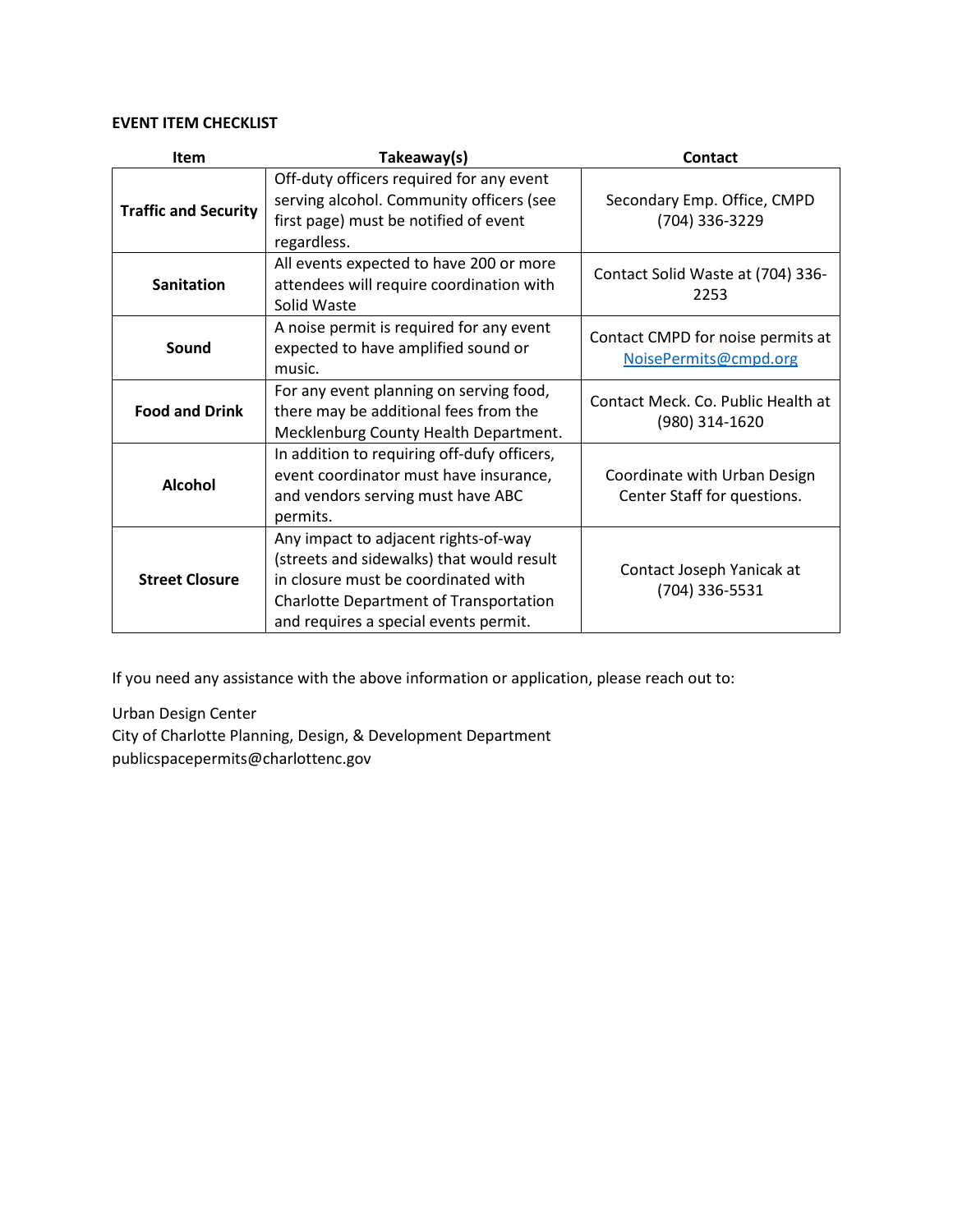**EVENT ITEM CHECKLIST**

| Item | Takeaway(s) | Contact |
| --- | --- | --- |
| **Traffic and Security** | Off-duty officers required for any event serving alcohol. Community officers (see first page) must be notified of event regardless. | Secondary Emp. Office, CMPD (704) 336-3229 |
| **Sanitation** | All events expected to have 200 or more attendees will require coordination with Solid Waste | Contact Solid Waste at (704) 336-2253 |
| **Sound** | A noise permit is required for any event expected to have amplified sound or music. | Contact CMPD for noise permits at NoisePermits@cmpd.org |
| **Food and Drink** | For any event planning on serving food, there may be additional fees from the Mecklenburg County Health Department. | Contact Meck. Co. Public Health at (980) 314-1620 |
| **Alcohol** | In addition to requiring off-dufy officers, event coordinator must have insurance, and vendors serving must have ABC permits. | Coordinate with Urban Design Center Staff for questions. |
| **Street Closure** | Any impact to adjacent rights-of-way (streets and sidewalks) that would result in closure must be coordinated with Charlotte Department of Transportation and requires a special events permit. | Contact Joseph Yanicak at (704) 336-5531 |

If you need any assistance with the above information or application, please reach out to:

Urban Design Center
City of Charlotte Planning, Design, & Development Department
publicspacepermits@charlottenc.gov